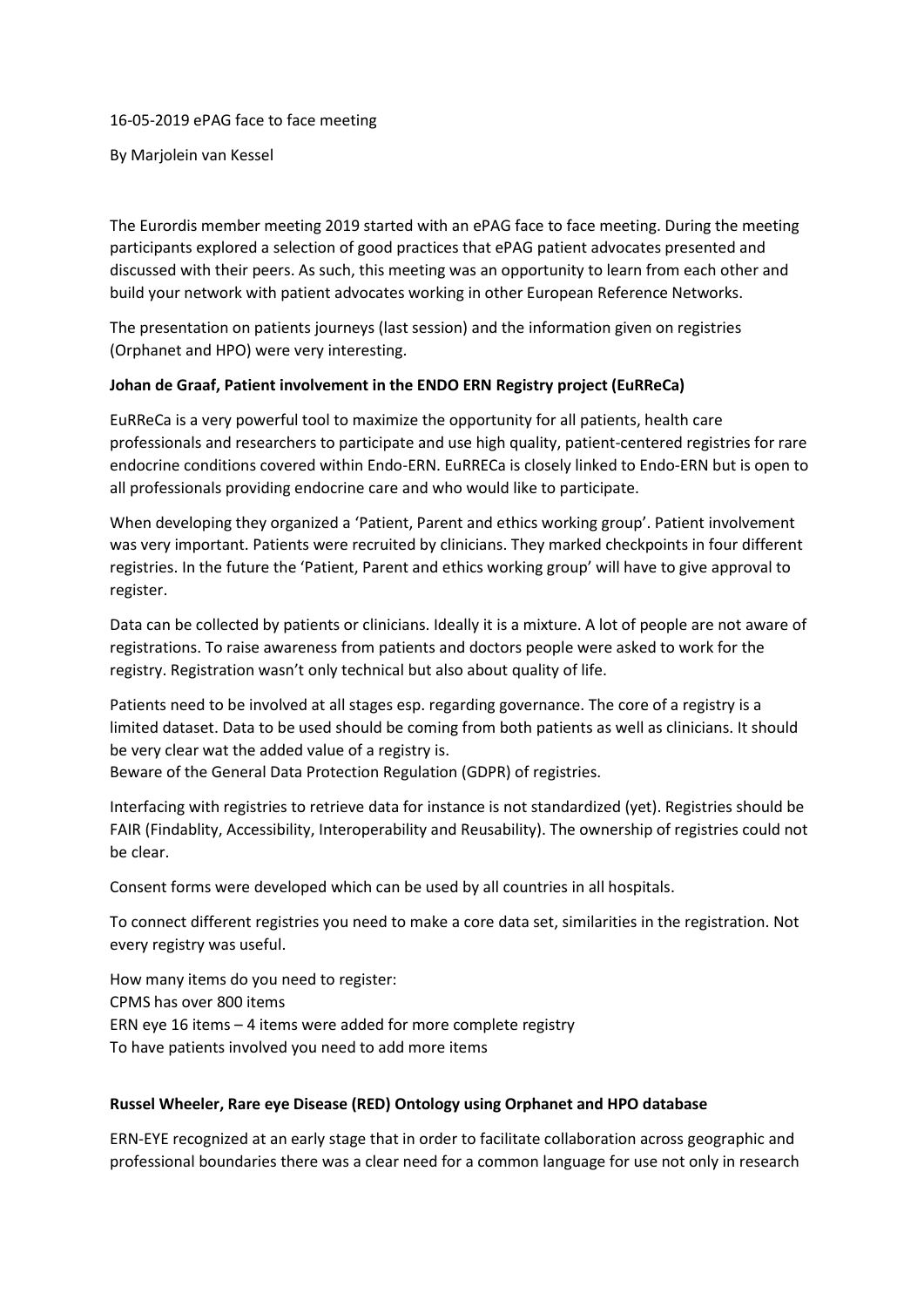16-05-2019 ePAG face to face meeting

By Marjolein van Kessel

The Eurordis member meeting 2019 started with an ePAG face to face meeting. During the meeting participants explored a selection of good practices that ePAG patient advocates presented and discussed with their peers. As such, this meeting was an opportunity to learn from each other and build your network with patient advocates working in other European Reference Networks.

The presentation on patients journeys (last session) and the information given on registries (Orphanet and HPO) were very interesting.

**Johan de Graaf, Patient involvement in the ENDO ERN Registry project (EuRReCa)**

EuRReCa is a very powerful tool to maximize the opportunity for all patients, health care professionals and researchers to participate and use high quality, patient-centered registries for rare endocrine conditions covered within Endo-ERN. EuRRECa is closely linked to Endo-ERN but is open to all professionals providing endocrine care and who would like to participate.

When developing they organized a 'Patient, Parent and ethics working group'. Patient involvement was very important. Patients were recruited by clinicians. They marked checkpoints in four different registries. In the future the 'Patient, Parent and ethics working group' will have to give approval to register.

Data can be collected by patients or clinicians. Ideally it is a mixture. A lot of people are not aware of registrations. To raise awareness from patients and doctors people were asked to work for the registry. Registration wasn't only technical but also about quality of life.

Patients need to be involved at all stages esp. regarding governance. The core of a registry is a limited dataset. Data to be used should be coming from both patients as well as clinicians. It should be very clear wat the added value of a registry is.
Beware of the General Data Protection Regulation (GDPR) of registries.

Interfacing with registries to retrieve data for instance is not standardized (yet). Registries should be FAIR (Findablity, Accessibility, Interoperability and Reusability). The ownership of registries could not be clear.

Consent forms were developed which can be used by all countries in all hospitals.

To connect different registries you need to make a core data set, similarities in the registration. Not every registry was useful.

How many items do you need to register:
CPMS has over 800 items
ERN eye 16 items – 4 items were added for more complete registry
To have patients involved you need to add more items

**Russel Wheeler, Rare eye Disease (RED) Ontology using Orphanet and HPO database**

ERN-EYE recognized at an early stage that in order to facilitate collaboration across geographic and professional boundaries there was a clear need for a common language for use not only in research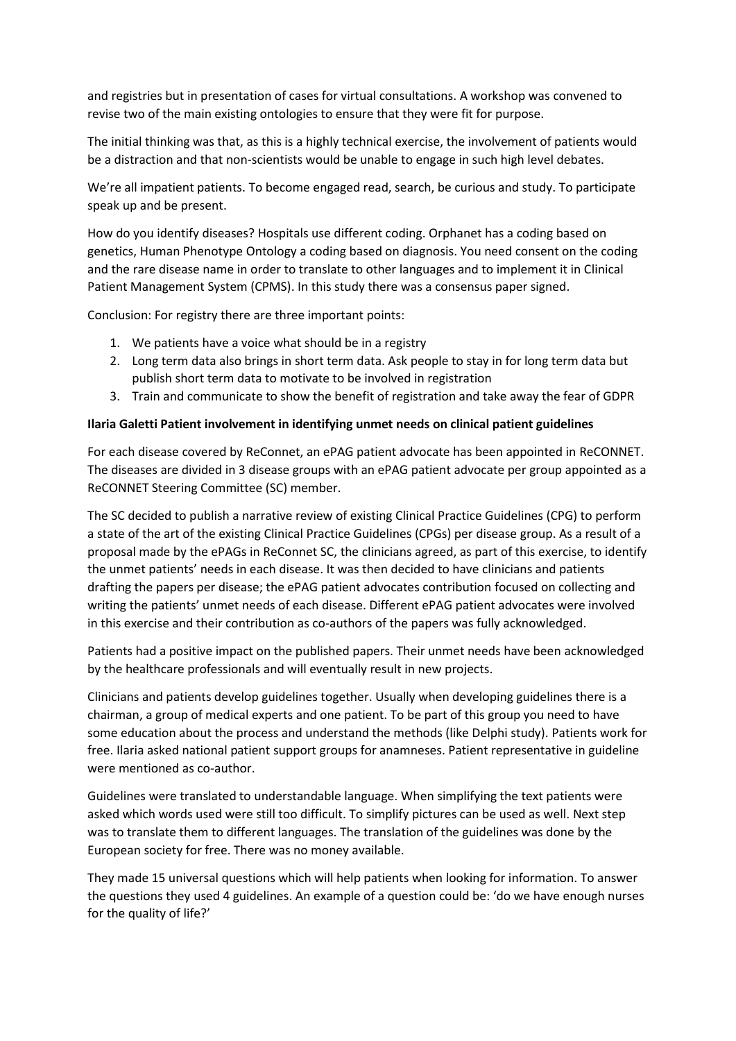and registries but in presentation of cases for virtual consultations. A workshop was convened to revise two of the main existing ontologies to ensure that they were fit for purpose.

The initial thinking was that, as this is a highly technical exercise, the involvement of patients would be a distraction and that non-scientists would be unable to engage in such high level debates.

We're all impatient patients. To become engaged read, search, be curious and study. To participate speak up and be present.

How do you identify diseases? Hospitals use different coding. Orphanet has a coding based on genetics, Human Phenotype Ontology a coding based on diagnosis. You need consent on the coding and the rare disease name in order to translate to other languages and to implement it in Clinical Patient Management System (CPMS). In this study there was a consensus paper signed.

Conclusion: For registry there are three important points:

1. We patients have a voice what should be in a registry
2. Long term data also brings in short term data. Ask people to stay in for long term data but publish short term data to motivate to be involved in registration
3. Train and communicate to show the benefit of registration and take away the fear of GDPR

**Ilaria Galetti Patient involvement in identifying unmet needs on clinical patient guidelines**

For each disease covered by ReConnet, an ePAG patient advocate has been appointed in ReCONNET. The diseases are divided in 3 disease groups with an ePAG patient advocate per group appointed as a ReCONNET Steering Committee (SC) member.

The SC decided to publish a narrative review of existing Clinical Practice Guidelines (CPG) to perform a state of the art of the existing Clinical Practice Guidelines (CPGs) per disease group. As a result of a proposal made by the ePAGs in ReConnet SC, the clinicians agreed, as part of this exercise, to identify the unmet patients' needs in each disease. It was then decided to have clinicians and patients drafting the papers per disease; the ePAG patient advocates contribution focused on collecting and writing the patients' unmet needs of each disease. Different ePAG patient advocates were involved in this exercise and their contribution as co-authors of the papers was fully acknowledged.

Patients had a positive impact on the published papers. Their unmet needs have been acknowledged by the healthcare professionals and will eventually result in new projects.

Clinicians and patients develop guidelines together. Usually when developing guidelines there is a chairman, a group of medical experts and one patient. To be part of this group you need to have some education about the process and understand the methods (like Delphi study). Patients work for free. Ilaria asked national patient support groups for anamneses. Patient representative in guideline were mentioned as co-author.

Guidelines were translated to understandable language. When simplifying the text patients were asked which words used were still too difficult. To simplify pictures can be used as well. Next step was to translate them to different languages. The translation of the guidelines was done by the European society for free. There was no money available.

They made 15 universal questions which will help patients when looking for information. To answer the questions they used 4 guidelines. An example of a question could be: 'do we have enough nurses for the quality of life?'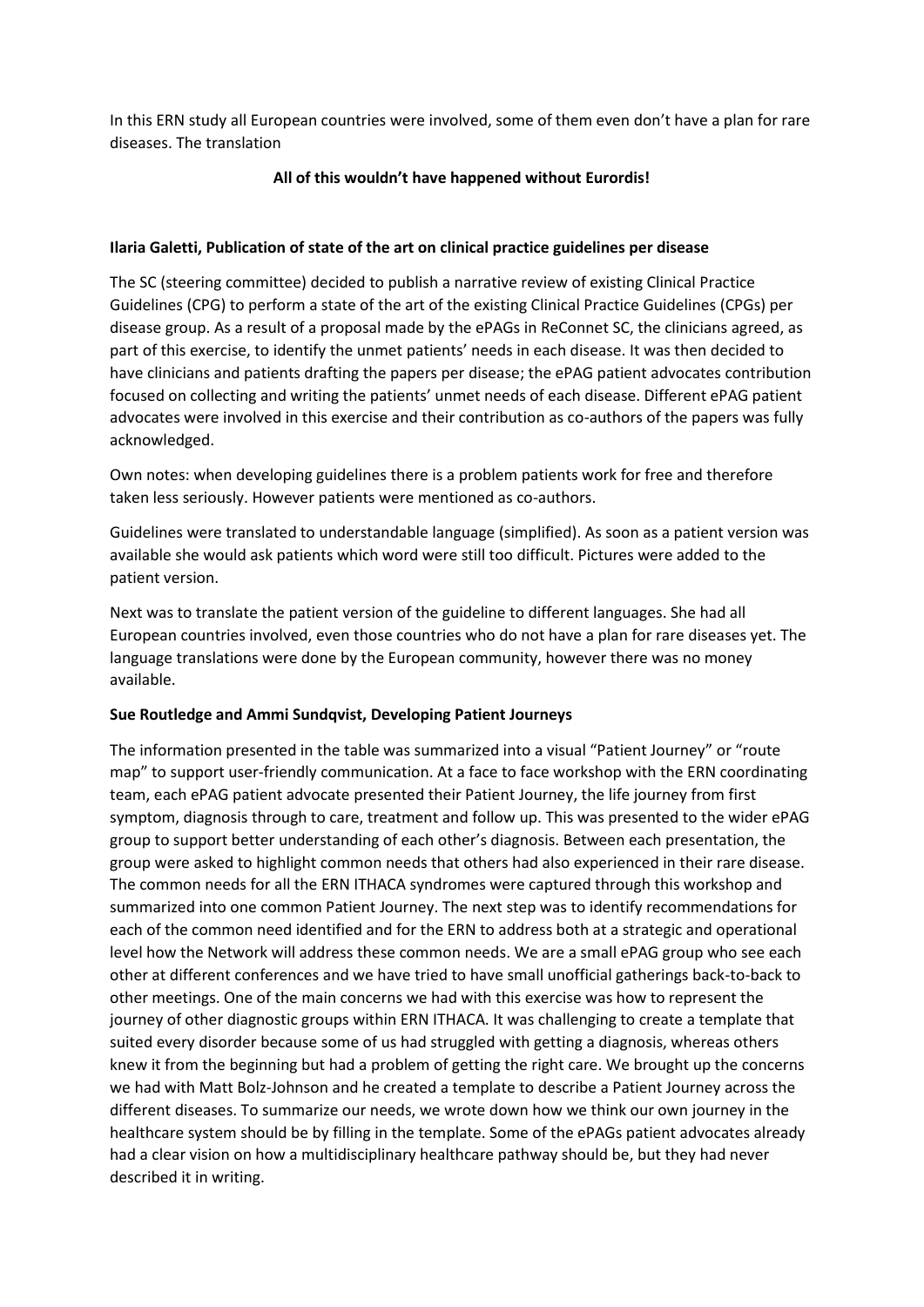In this ERN study all European countries were involved, some of them even don't have a plan for rare diseases. The translation

**All of this wouldn't have happened without Eurordis!**

**Ilaria Galetti, Publication of state of the art on clinical practice guidelines per disease**

The SC (steering committee) decided to publish a narrative review of existing Clinical Practice Guidelines (CPG) to perform a state of the art of the existing Clinical Practice Guidelines (CPGs) per disease group. As a result of a proposal made by the ePAGs in ReConnet SC, the clinicians agreed, as part of this exercise, to identify the unmet patients' needs in each disease. It was then decided to have clinicians and patients drafting the papers per disease; the ePAG patient advocates contribution focused on collecting and writing the patients' unmet needs of each disease. Different ePAG patient advocates were involved in this exercise and their contribution as co-authors of the papers was fully acknowledged.

Own notes: when developing guidelines there is a problem patients work for free and therefore taken less seriously. However patients were mentioned as co-authors.

Guidelines were translated to understandable language (simplified). As soon as a patient version was available she would ask patients which word were still too difficult. Pictures were added to the patient version.

Next was to translate the patient version of the guideline to different languages. She had all European countries involved, even those countries who do not have a plan for rare diseases yet. The language translations were done by the European community, however there was no money available.

**Sue Routledge and Ammi Sundqvist, Developing Patient Journeys**

The information presented in the table was summarized into a visual "Patient Journey" or "route map" to support user-friendly communication. At a face to face workshop with the ERN coordinating team, each ePAG patient advocate presented their Patient Journey, the life journey from first symptom, diagnosis through to care, treatment and follow up. This was presented to the wider ePAG group to support better understanding of each other's diagnosis. Between each presentation, the group were asked to highlight common needs that others had also experienced in their rare disease. The common needs for all the ERN ITHACA syndromes were captured through this workshop and summarized into one common Patient Journey. The next step was to identify recommendations for each of the common need identified and for the ERN to address both at a strategic and operational level how the Network will address these common needs. We are a small ePAG group who see each other at different conferences and we have tried to have small unofficial gatherings back-to-back to other meetings. One of the main concerns we had with this exercise was how to represent the journey of other diagnostic groups within ERN ITHACA. It was challenging to create a template that suited every disorder because some of us had struggled with getting a diagnosis, whereas others knew it from the beginning but had a problem of getting the right care. We brought up the concerns we had with Matt Bolz-Johnson and he created a template to describe a Patient Journey across the different diseases. To summarize our needs, we wrote down how we think our own journey in the healthcare system should be by filling in the template. Some of the ePAGs patient advocates already had a clear vision on how a multidisciplinary healthcare pathway should be, but they had never described it in writing.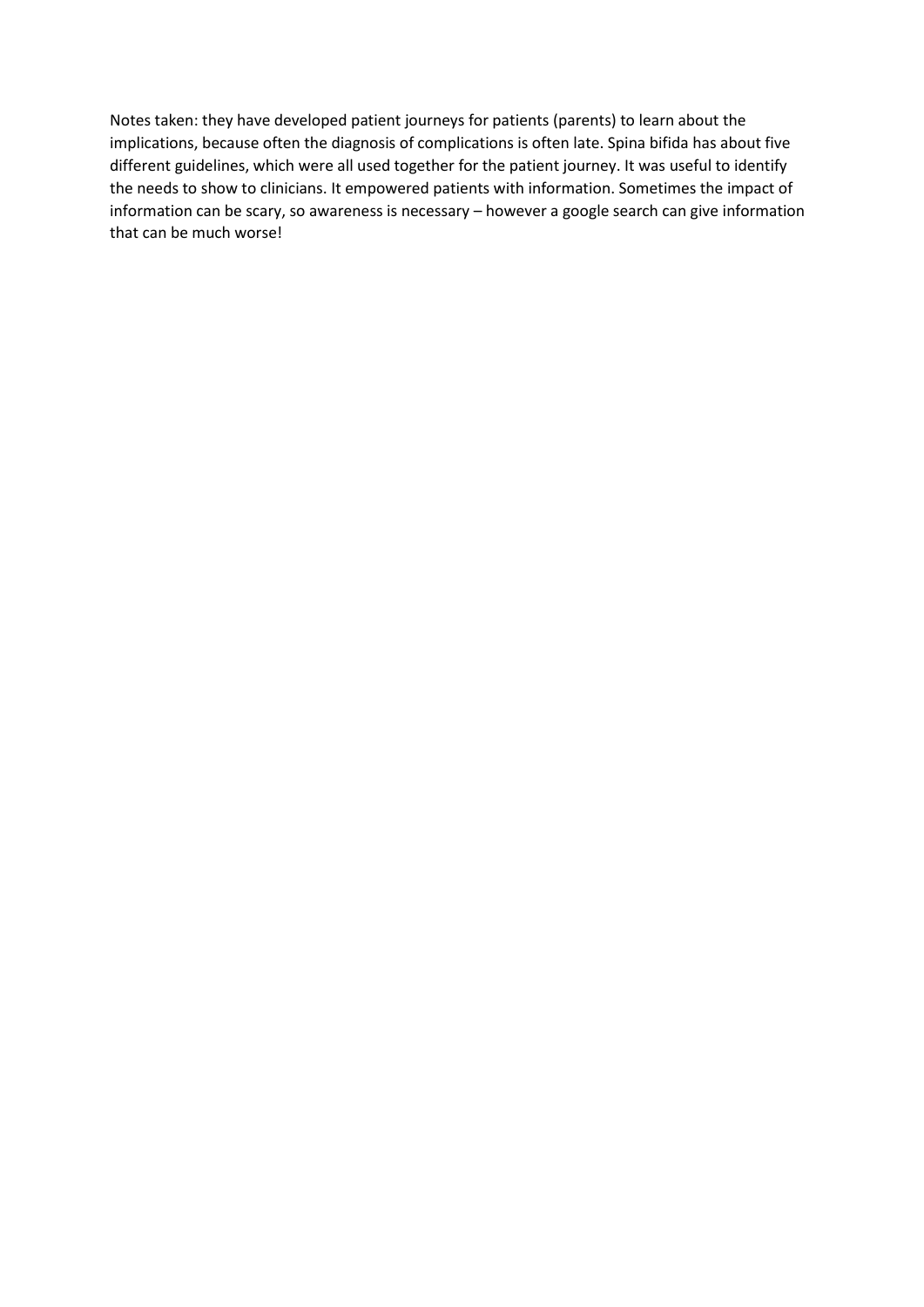Notes taken: they have developed patient journeys for patients (parents) to learn about the implications, because often the diagnosis of complications is often late. Spina bifida has about five different guidelines, which were all used together for the patient journey. It was useful to identify the needs to show to clinicians. It empowered patients with information. Sometimes the impact of information can be scary, so awareness is necessary – however a google search can give information that can be much worse!